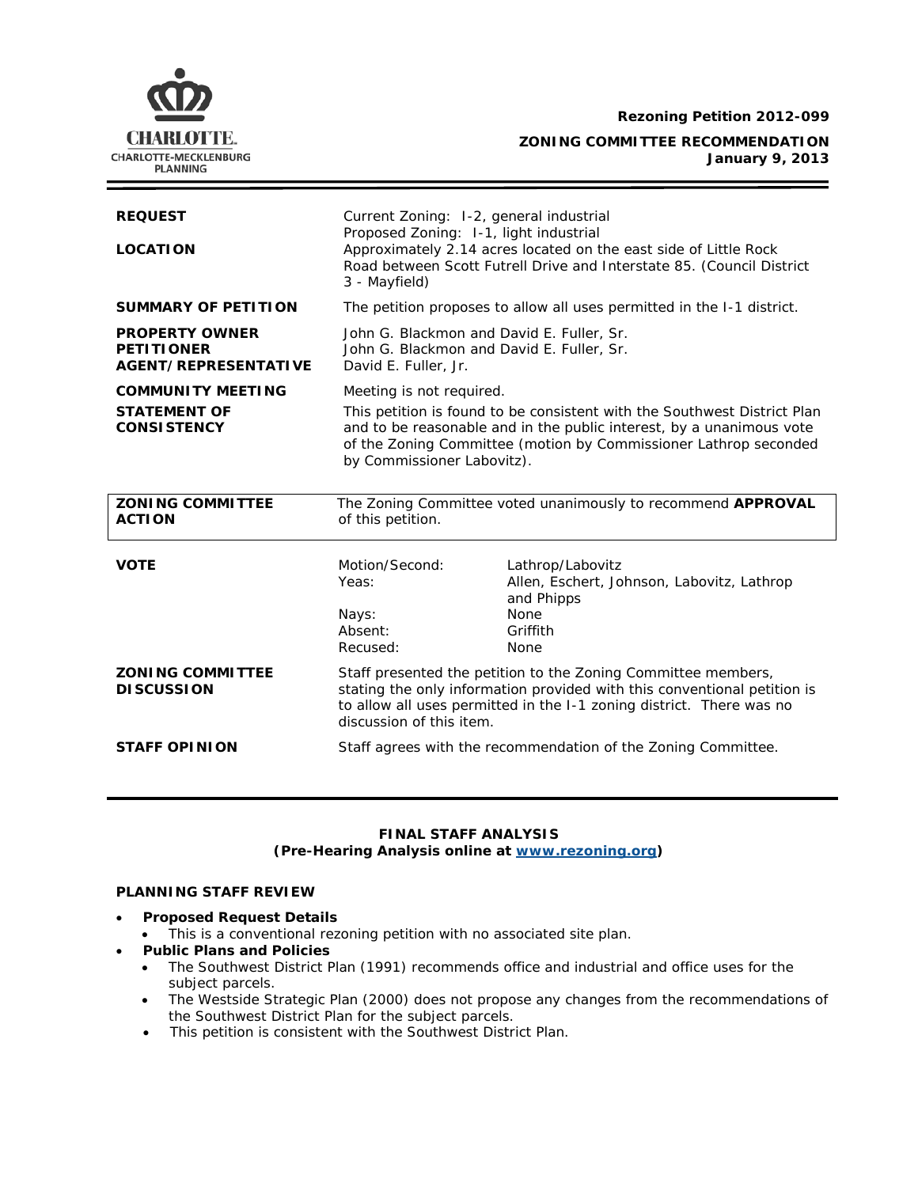**Rezoning Petition 2012-099**

**ZONING COMMITTEE RECOMMENDATION**
**January 9, 2013**

| | |
|---|---|
| **REQUEST** | Current Zoning: I-2, general industrial<br>Proposed Zoning: I-1, light industrial |
| **LOCATION** | Approximately 2.14 acres located on the east side of Little Rock Road between Scott Futrell Drive and Interstate 85. (Council District 3 - Mayfield) |
| **SUMMARY OF PETITION** | The petition proposes to allow all uses permitted in the I-1 district. |
| **PROPERTY OWNER** | John G. Blackmon and David E. Fuller, Sr. |
| **PETITIONER** | John G. Blackmon and David E. Fuller, Sr. |
| **AGENT/REPRESENTATIVE** | David E. Fuller, Jr. |
| **COMMUNITY MEETING** | Meeting is not required. |
| **STATEMENT OF CONSISTENCY** | This petition is found to be consistent with the Southwest District Plan and to be reasonable and in the public interest, by a unanimous vote of the Zoning Committee (motion by Commissioner Lathrop seconded by Commissioner Labovitz). |

| | |
|---|---|
| **ZONING COMMITTEE ACTION** | The Zoning Committee voted unanimously to recommend **APPROVAL** of this petition. |

| | | |
|---|---|---|
| **VOTE** | Motion/Second: | Lathrop/Labovitz |
| | Yeas: | Allen, Eschert, Johnson, Labovitz, Lathrop and Phipps |
| | Nays: | None |
| | Absent: | Griffith |
| | Recused: | None |

| | |
|---|---|
| **ZONING COMMITTEE DISCUSSION** | Staff presented the petition to the Zoning Committee members, stating the only information provided with this conventional petition is to allow all uses permitted in the I-1 zoning district. There was no discussion of this item. |
| **STAFF OPINION** | Staff agrees with the recommendation of the Zoning Committee. |

**FINAL STAFF ANALYSIS**
**(Pre-Hearing Analysis online at www.rezoning.org)**

**PLANNING STAFF REVIEW**

- **Proposed Request Details**
  - This is a conventional rezoning petition with no associated site plan.
- **Public Plans and Policies**
  - The Southwest District Plan (1991) recommends office and industrial and office uses for the subject parcels.
  - The Westside Strategic Plan (2000) does not propose any changes from the recommendations of the Southwest District Plan for the subject parcels.
  - This petition is consistent with the Southwest District Plan.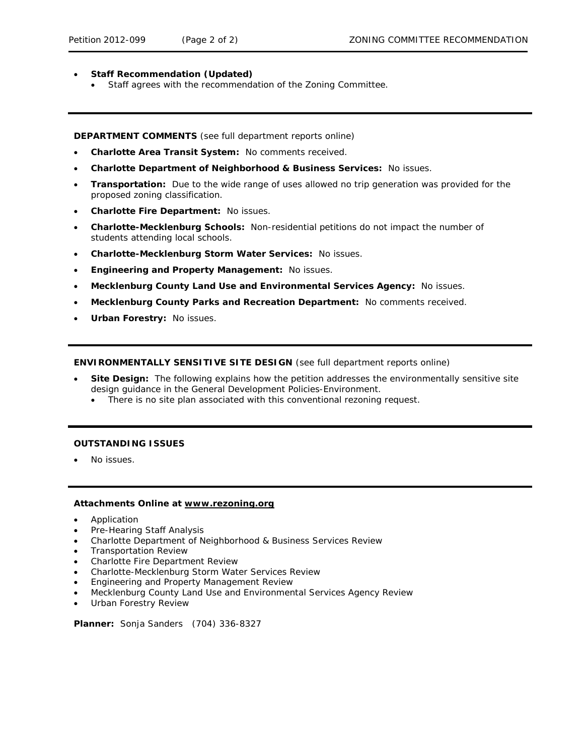- **Staff Recommendation (Updated)**
  - Staff agrees with the recommendation of the Zoning Committee.

---

**DEPARTMENT COMMENTS** (see full department reports online)

- **Charlotte Area Transit System:** No comments received.
- **Charlotte Department of Neighborhood & Business Services:** No issues.
- **Transportation:** Due to the wide range of uses allowed no trip generation was provided for the proposed zoning classification.
- **Charlotte Fire Department:** No issues.
- **Charlotte-Mecklenburg Schools:** Non-residential petitions do not impact the number of students attending local schools.
- **Charlotte-Mecklenburg Storm Water Services:** No issues.
- **Engineering and Property Management:** No issues.
- **Mecklenburg County Land Use and Environmental Services Agency:** No issues.
- **Mecklenburg County Parks and Recreation Department:** No comments received.
- **Urban Forestry:** No issues.

---

**ENVIRONMENTALLY SENSITIVE SITE DESIGN** (see full department reports online)

- **Site Design:** The following explains how the petition addresses the environmentally sensitive site design guidance in the General Development Policies-Environment.
  - There is no site plan associated with this conventional rezoning request.

---

**OUTSTANDING ISSUES**

- No issues.

---

**Attachments Online at www.rezoning.org**

- Application
- Pre-Hearing Staff Analysis
- Charlotte Department of Neighborhood & Business Services Review
- Transportation Review
- Charlotte Fire Department Review
- Charlotte-Mecklenburg Storm Water Services Review
- Engineering and Property Management Review
- Mecklenburg County Land Use and Environmental Services Agency Review
- Urban Forestry Review

**Planner:** Sonja Sanders (704) 336-8327